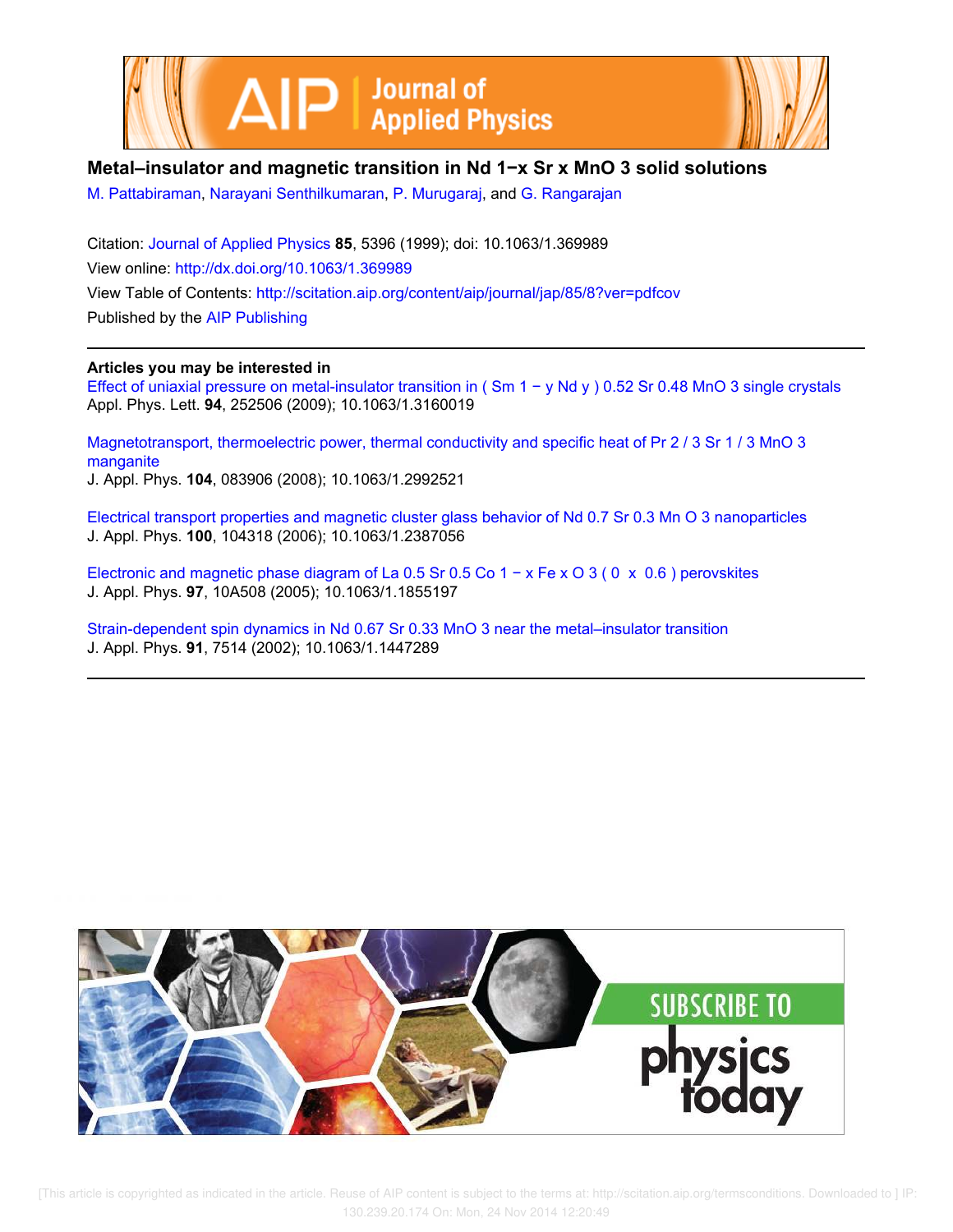# Metal–insulator and magnetic transition in $Nd_{1-x}Sr_xMnO_3$ solid solutions

M. Pattabiraman, Narayani Senthilkumaran, P. Murugaraj, and G. Rangarajan

Citation: Journal of Applied Physics **85**, 5396 (1999); doi: 10.1063/1.369989

View online: http://dx.doi.org/10.1063/1.369989

View Table of Contents: http://scitation.aip.org/content/aip/journal/jap/85/8?ver=pdfcov

Published by the AIP Publishing

## Articles you may be interested in

Effect of uniaxial pressure on metal-insulator transition in $(Sm_{1-y}Nd_y)_{0.52}Sr_{0.48}MnO_3$ single crystals
Appl. Phys. Lett. **94**, 252506 (2009); 10.1063/1.3160019

Magnetotransport, thermoelectric power, thermal conductivity and specific heat of $Pr_{2/3}Sr_{1/3}MnO_3$ manganite
J. Appl. Phys. **104**, 083906 (2008); 10.1063/1.2992521

Electrical transport properties and magnetic cluster glass behavior of $Nd_{0.7}Sr_{0.3}MnO_3$ nanoparticles
J. Appl. Phys. **100**, 104318 (2006); 10.1063/1.2387056

Electronic and magnetic phase diagram of $La_{0.5}Sr_{0.5}Co_{1-x}Fe_xO_3$ ($0 \leq x \leq 0.6$) perovskites
J. Appl. Phys. **97**, 10A508 (2005); 10.1063/1.1855197

Strain-dependent spin dynamics in $Nd_{0.67}Sr_{0.33}MnO_3$ near the metal–insulator transition
J. Appl. Phys. **91**, 7514 (2002); 10.1063/1.1447289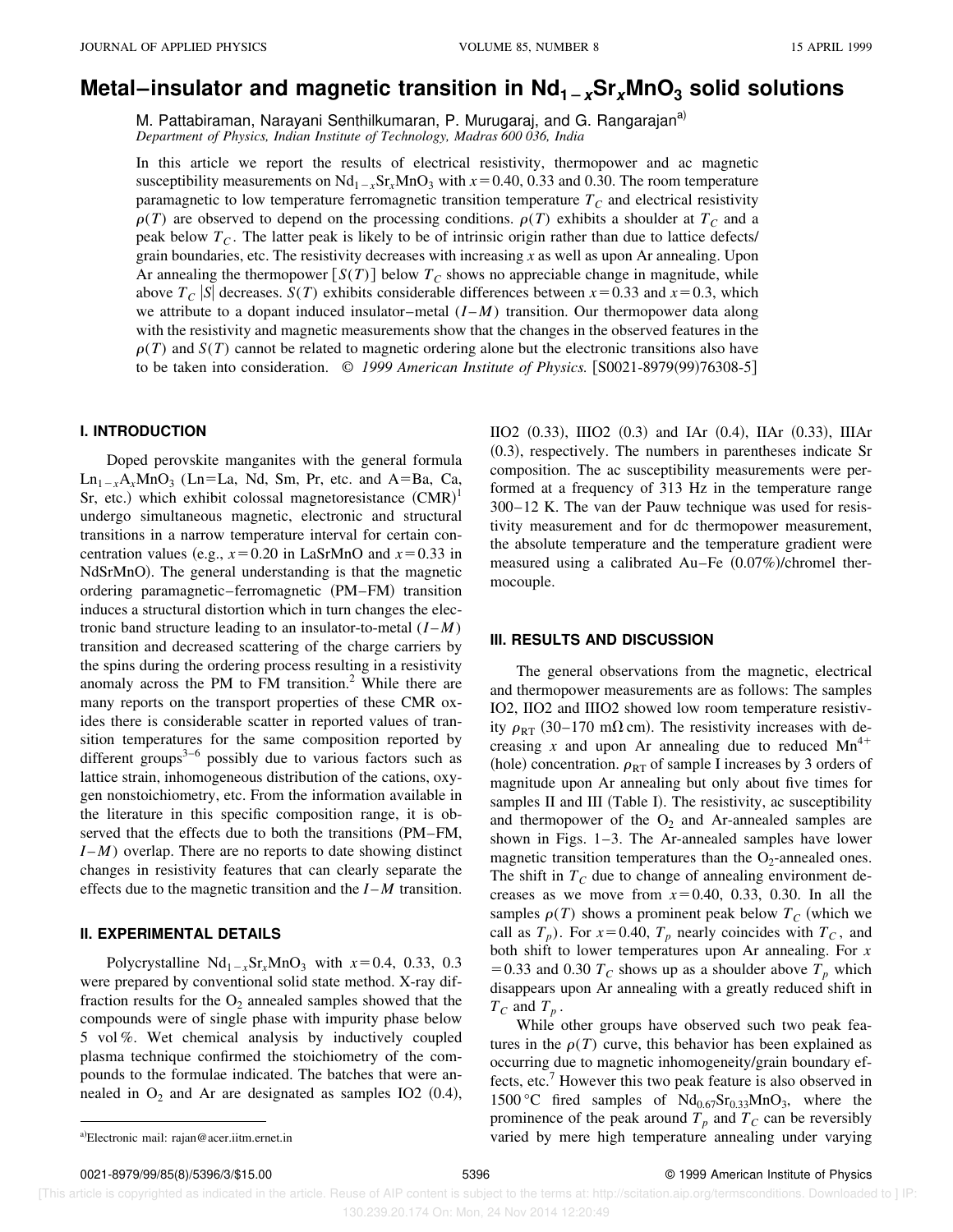# Metal–insulator and magnetic transition in $Nd_{1-x}Sr_xMnO_3$ solid solutions

M. Pattabiraman, Narayani Senthilkumaran, P. Murugaraj, and G. Rangarajan[a)]

*Department of Physics, Indian Institute of Technology, Madras 600 036, India*

In this article we report the results of electrical resistivity, thermopower and ac magnetic susceptibility measurements on $Nd_{1-x}Sr_xMnO_3$ with $x=0.40$, 0.33 and 0.30. The room temperature paramagnetic to low temperature ferromagnetic transition temperature $T_C$ and electrical resistivity $\rho(T)$ are observed to depend on the processing conditions. $\rho(T)$ exhibits a shoulder at $T_C$ and a peak below $T_C$. The latter peak is likely to be of intrinsic origin rather than due to lattice defects/grain boundaries, etc. The resistivity decreases with increasing $x$ as well as upon Ar annealing. Upon Ar annealing the thermopower $[S(T)]$ below $T_C$ shows no appreciable change in magnitude, while above $T_C$ $|S|$ decreases. $S(T)$ exhibits considerable differences between $x=0.33$ and $x=0.3$, which we attribute to a dopant induced insulator–metal $(I-M)$ transition. Our thermopower data along with the resistivity and magnetic measurements show that the changes in the observed features in the $\rho(T)$ and $S(T)$ cannot be related to magnetic ordering alone but the electronic transitions also have to be taken into consideration. © *1999 American Institute of Physics.* [S0021-8979(99)76308-5]

## I. INTRODUCTION

Doped perovskite manganites with the general formula $Ln_{1-x}A_xMnO_3$ (Ln=La, Nd, Sm, Pr, etc. and A=Ba, Ca, Sr, etc.) which exhibit colossal magnetoresistance (CMR)[1] undergo simultaneous magnetic, electronic and structural transitions in a narrow temperature interval for certain concentration values (e.g., $x=0.20$ in LaSrMnO and $x=0.33$ in NdSrMnO). The general understanding is that the magnetic ordering paramagnetic–ferromagnetic (PM–FM) transition induces a structural distortion which in turn changes the electronic band structure leading to an insulator-to-metal $(I-M)$ transition and decreased scattering of the charge carriers by the spins during the ordering process resulting in a resistivity anomaly across the PM to FM transition.[2] While there are many reports on the transport properties of these CMR oxides there is considerable scatter in reported values of transition temperatures for the same composition reported by different groups[3–6] possibly due to various factors such as lattice strain, inhomogeneous distribution of the cations, oxygen nonstoichiometry, etc. From the information available in the literature in this specific composition range, it is observed that the effects due to both the transitions (PM–FM, $I-M$) overlap. There are no reports to date showing distinct changes in resistivity features that can clearly separate the effects due to the magnetic transition and the $I-M$ transition.

## II. EXPERIMENTAL DETAILS

Polycrystalline $Nd_{1-x}Sr_xMnO_3$ with $x=0.4$, 0.33, 0.3 were prepared by conventional solid state method. X-ray diffraction results for the $O_2$ annealed samples showed that the compounds were of single phase with impurity phase below 5 vol %. Wet chemical analysis by inductively coupled plasma technique confirmed the stoichiometry of the compounds to the formulae indicated. The batches that were annealed in $O_2$ and Ar are designated as samples IO2 (0.4), IIO2 (0.33), IIIO2 (0.3) and IAr (0.4), IIAr (0.33), IIIAr (0.3), respectively. The numbers in parentheses indicate Sr composition. The ac susceptibility measurements were performed at a frequency of 313 Hz in the temperature range 300–12 K. The van der Pauw technique was used for resistivity measurement and for dc thermopower measurement, the absolute temperature and the temperature gradient were measured using a calibrated Au–Fe (0.07%)/chromel thermocouple.

## III. RESULTS AND DISCUSSION

The general observations from the magnetic, electrical and thermopower measurements are as follows: The samples IO2, IIO2 and IIIO2 showed low room temperature resistivity $\rho_{RT}$ (30–170 m$\Omega$ cm). The resistivity increases with decreasing $x$ and upon Ar annealing due to reduced $Mn^{4+}$ (hole) concentration. $\rho_{RT}$ of sample I increases by 3 orders of magnitude upon Ar annealing but only about five times for samples II and III (Table I). The resistivity, ac susceptibility and thermopower of the $O_2$ and Ar-annealed samples are shown in Figs. 1–3. The Ar-annealed samples have lower magnetic transition temperatures than the $O_2$-annealed ones. The shift in $T_C$ due to change of annealing environment decreases as we move from $x=0.40$, 0.33, 0.30. In all the samples $\rho(T)$ shows a prominent peak below $T_C$ (which we call as $T_p$). For $x=0.40$, $T_p$ nearly coincides with $T_C$, and both shift to lower temperatures upon Ar annealing. For $x=0.33$ and 0.30 $T_C$ shows up as a shoulder above $T_p$ which disappears upon Ar annealing with a greatly reduced shift in $T_C$ and $T_p$.

While other groups have observed such two peak features in the $\rho(T)$ curve, this behavior has been explained as occurring due to magnetic inhomogeneity/grain boundary effects, etc.[7] However this two peak feature is also observed in 1500 °C fired samples of $Nd_{0.67}Sr_{0.33}MnO_3$, where the prominence of the peak around $T_p$ and $T_C$ can be reversibly varied by mere high temperature annealing under varying

[a)]Electronic mail: rajan@acer.iitm.ernet.in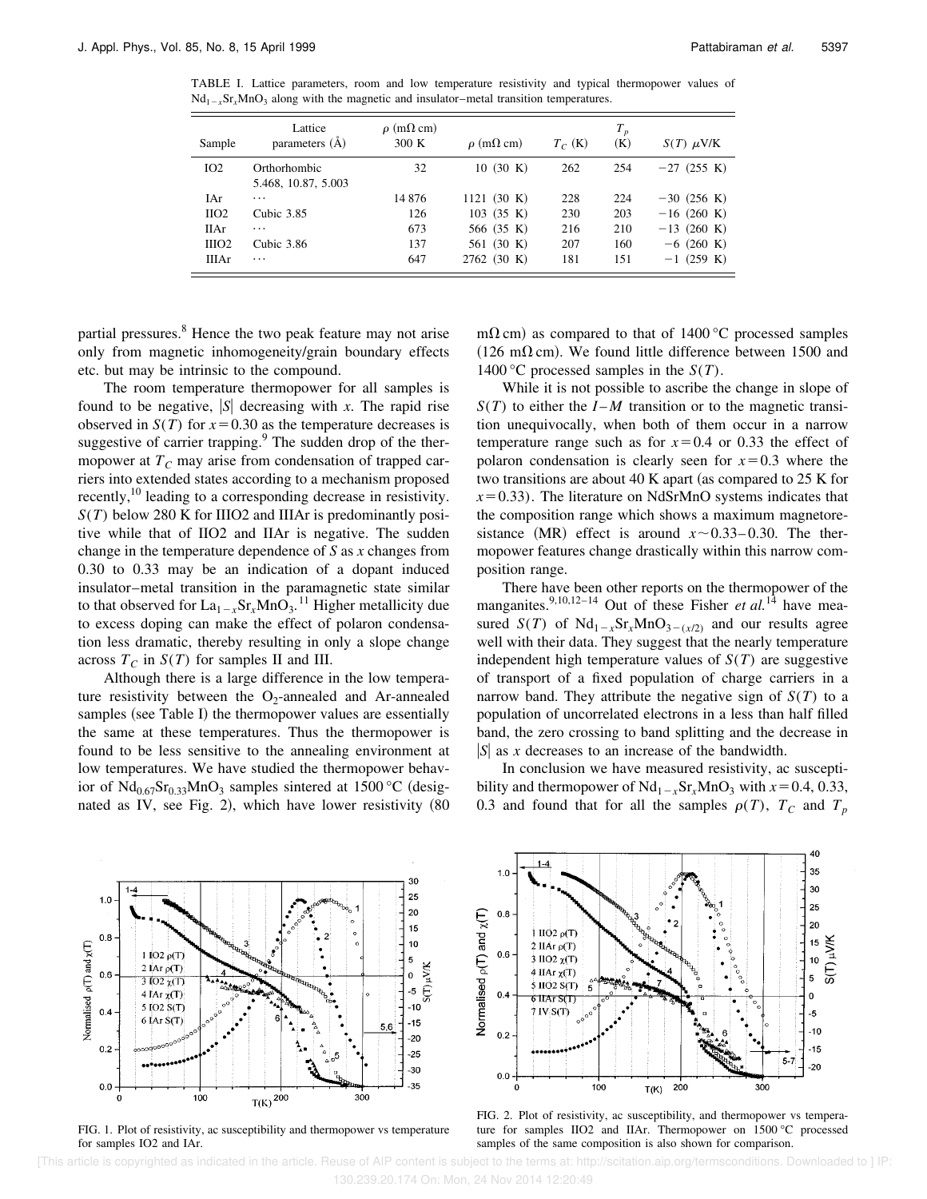TABLE I. Lattice parameters, room and low temperature resistivity and typical thermopower values of $Nd_{1-x}Sr_xMnO_3$ along with the magnetic and insulator–metal transition temperatures.

| Sample | Lattice parameters (Å) | $\rho$ (m$\Omega$ cm) 300 K | $\rho$ (m$\Omega$ cm) | $T_C$ (K) | $T_p$ (K) | $S(T)$ $\mu$V/K |
|---|---|---|---|---|---|---|
| IO2 | Orthorhombic 5.468, 10.87, 5.003 | 32 | 10 (30 K) | 262 | 254 | −27 (255 K) |
| IAr | ⋯ | 14 876 | 1121 (30 K) | 228 | 224 | −30 (256 K) |
| IIO2 | Cubic 3.85 | 126 | 103 (35 K) | 230 | 203 | −16 (260 K) |
| IIAr | ⋯ | 673 | 566 (35 K) | 216 | 210 | −13 (260 K) |
| IIIO2 | Cubic 3.86 | 137 | 561 (30 K) | 207 | 160 | −6 (260 K) |
| IIIAr | ⋯ | 647 | 2762 (30 K) | 181 | 151 | −1 (259 K) |

partial pressures.[8] Hence the two peak feature may not arise only from magnetic inhomogeneity/grain boundary effects etc. but may be intrinsic to the compound.

The room temperature thermopower for all samples is found to be negative, $|S|$ decreasing with $x$. The rapid rise observed in $S(T)$ for $x=0.30$ as the temperature decreases is suggestive of carrier trapping.[9] The sudden drop of the thermopower at $T_C$ may arise from condensation of trapped carriers into extended states according to a mechanism proposed recently,[10] leading to a corresponding decrease in resistivity. $S(T)$ below 280 K for IIIO2 and IIIAr is predominantly positive while that of IIO2 and IIAr is negative. The sudden change in the temperature dependence of $S$ as $x$ changes from 0.30 to 0.33 may be an indication of a dopant induced insulator–metal transition in the paramagnetic state similar to that observed for $La_{1-x}Sr_xMnO_3$.[11] Higher metallicity due to excess doping can make the effect of polaron condensation less dramatic, thereby resulting in only a slope change across $T_C$ in $S(T)$ for samples II and III.

Although there is a large difference in the low temperature resistivity between the $O_2$-annealed and Ar-annealed samples (see Table I) the thermopower values are essentially the same at these temperatures. Thus the thermopower is found to be less sensitive to the annealing environment at low temperatures. We have studied the thermopower behavior of $Nd_{0.67}Sr_{0.33}MnO_3$ samples sintered at 1500 °C (designated as IV, see Fig. 2), which have lower resistivity (80 m$\Omega$ cm) as compared to that of 1400 °C processed samples (126 m$\Omega$ cm). We found little difference between 1500 and 1400 °C processed samples in the $S(T)$.

While it is not possible to ascribe the change in slope of $S(T)$ to either the $I$–$M$ transition or to the magnetic transition unequivocally, when both of them occur in a narrow temperature range such as for $x=0.4$ or 0.33 the effect of polaron condensation is clearly seen for $x=0.3$ where the two transitions are about 40 K apart (as compared to 25 K for $x=0.33$). The literature on NdSrMnO systems indicates that the composition range which shows a maximum magnetoresistance (MR) effect is around $x\sim 0.33$–0.30. The thermopower features change drastically within this narrow composition range.

There have been other reports on the thermopower of the manganites.[9,10,12–14] Out of these Fisher *et al.*[14] have measured $S(T)$ of $Nd_{1-x}Sr_xMnO_{3-(x/2)}$ and our results agree well with their data. They suggest that the nearly temperature independent high temperature values of $S(T)$ are suggestive of transport of a fixed population of charge carriers in a narrow band. They attribute the negative sign of $S(T)$ to a population of uncorrelated electrons in a less than half filled band, the zero crossing to band splitting and the decrease in $|S|$ as $x$ decreases to an increase of the bandwidth.

In conclusion we have measured resistivity, ac susceptibility and thermopower of $Nd_{1-x}Sr_xMnO_3$ with $x=0.4$, 0.33, 0.3 and found that for all the samples $\rho(T)$, $T_C$ and $T_p$

FIG. 1. Plot of resistivity, ac susceptibility and thermopower vs temperature for samples IO2 and IAr.

FIG. 2. Plot of resistivity, ac susceptibility, and thermopower vs temperature for samples IIO2 and IIAr. Thermopower on 1500 °C processed samples of the same composition is also shown for comparison.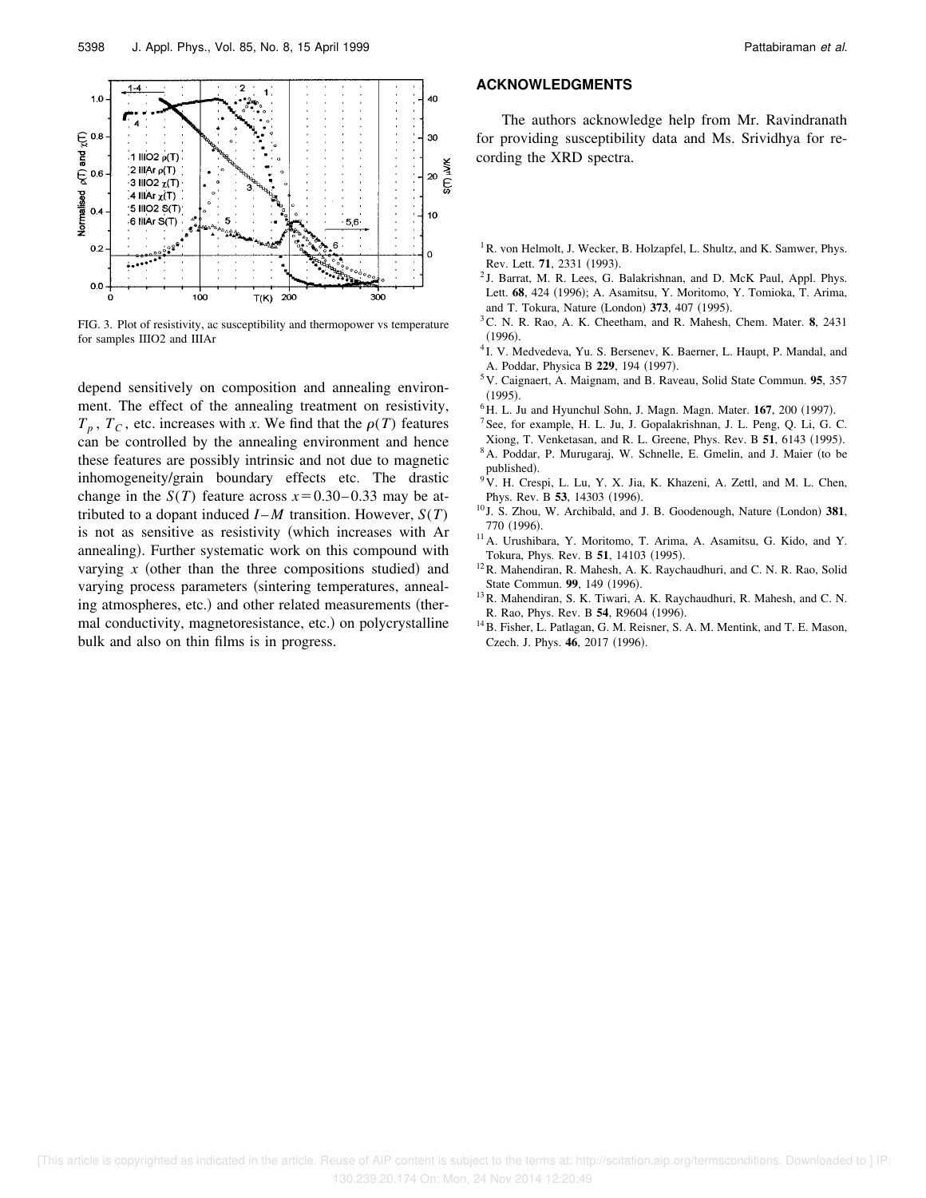1-4

2

1

4

1 IIIO2 $\rho(T)$
2 IIIAr $\rho(T)$
3 IIIO2 $\chi(T)$
4 IIIAr $\chi(T)$
5 IIIO2 S(T)
6 IIIAr S(T)

3

5

5,6

6

Normalised $\rho(T)$ and $\chi(T)$

S(T) $\mu$V/K

T(K)

1.0
0.8
0.6
0.4
0.2
0.0

0
100
200
300

40
30
20
10
0

FIG. 3. Plot of resistivity, ac susceptibility and thermopower vs temperature for samples IIIO2 and IIIAr

depend sensitively on composition and annealing environment. The effect of the annealing treatment on resistivity, $T_p$, $T_C$, etc. increases with $x$. We find that the $\rho(T)$ features can be controlled by the annealing environment and hence these features are possibly intrinsic and not due to magnetic inhomogeneity/grain boundary effects etc. The drastic change in the $S(T)$ feature across $x=0.30$–$0.33$ may be attributed to a dopant induced $I$–$M$ transition. However, $S(T)$ is not as sensitive as resistivity (which increases with Ar annealing). Further systematic work on this compound with varying $x$ (other than the three compositions studied) and varying process parameters (sintering temperatures, annealing atmospheres, etc.) and other related measurements (thermal conductivity, magnetoresistance, etc.) on polycrystalline bulk and also on thin films is in progress.

## ACKNOWLEDGMENTS

The authors acknowledge help from Mr. Ravindranath for providing susceptibility data and Ms. Srividhya for recording the XRD spectra.

[1] R. von Helmolt, J. Wecker, B. Holzapfel, L. Shultz, and K. Samwer, Phys. Rev. Lett. **71**, 2331 (1993).

[2] J. Barrat, M. R. Lees, G. Balakrishnan, and D. McK Paul, Appl. Phys. Lett. **68**, 424 (1996); A. Asamitsu, Y. Moritomo, Y. Tomioka, T. Arima, and T. Tokura, Nature (London) **373**, 407 (1995).

[3] C. N. R. Rao, A. K. Cheetham, and R. Mahesh, Chem. Mater. **8**, 2431 (1996).

[4] I. V. Medvedeva, Yu. S. Bersenev, K. Baerner, L. Haupt, P. Mandal, and A. Poddar, Physica B **229**, 194 (1997).

[5] V. Caignaert, A. Maignam, and B. Raveau, Solid State Commun. **95**, 357 (1995).

[6] H. L. Ju and Hyunchul Sohn, J. Magn. Magn. Mater. **167**, 200 (1997).

[7] See, for example, H. L. Ju, J. Gopalakrishnan, J. L. Peng, Q. Li, G. C. Xiong, T. Venketasan, and R. L. Greene, Phys. Rev. B **51**, 6143 (1995).

[8] A. Poddar, P. Murugaraj, W. Schnelle, E. Gmelin, and J. Maier (to be published).

[9] V. H. Crespi, L. Lu, Y. X. Jia, K. Khazeni, A. Zettl, and M. L. Chen, Phys. Rev. B **53**, 14303 (1996).

[10] J. S. Zhou, W. Archibald, and J. B. Goodenough, Nature (London) **381**, 770 (1996).

[11] A. Urushibara, Y. Moritomo, T. Arima, A. Asamitsu, G. Kido, and Y. Tokura, Phys. Rev. B **51**, 14103 (1995).

[12] R. Mahendiran, R. Mahesh, A. K. Raychaudhuri, and C. N. R. Rao, Solid State Commun. **99**, 149 (1996).

[13] R. Mahendiran, S. K. Tiwari, A. K. Raychaudhuri, R. Mahesh, and C. N. R. Rao, Phys. Rev. B **54**, R9604 (1996).

[14] B. Fisher, L. Patlagan, G. M. Reisner, S. A. M. Mentink, and T. E. Mason, Czech. J. Phys. **46**, 2017 (1996).